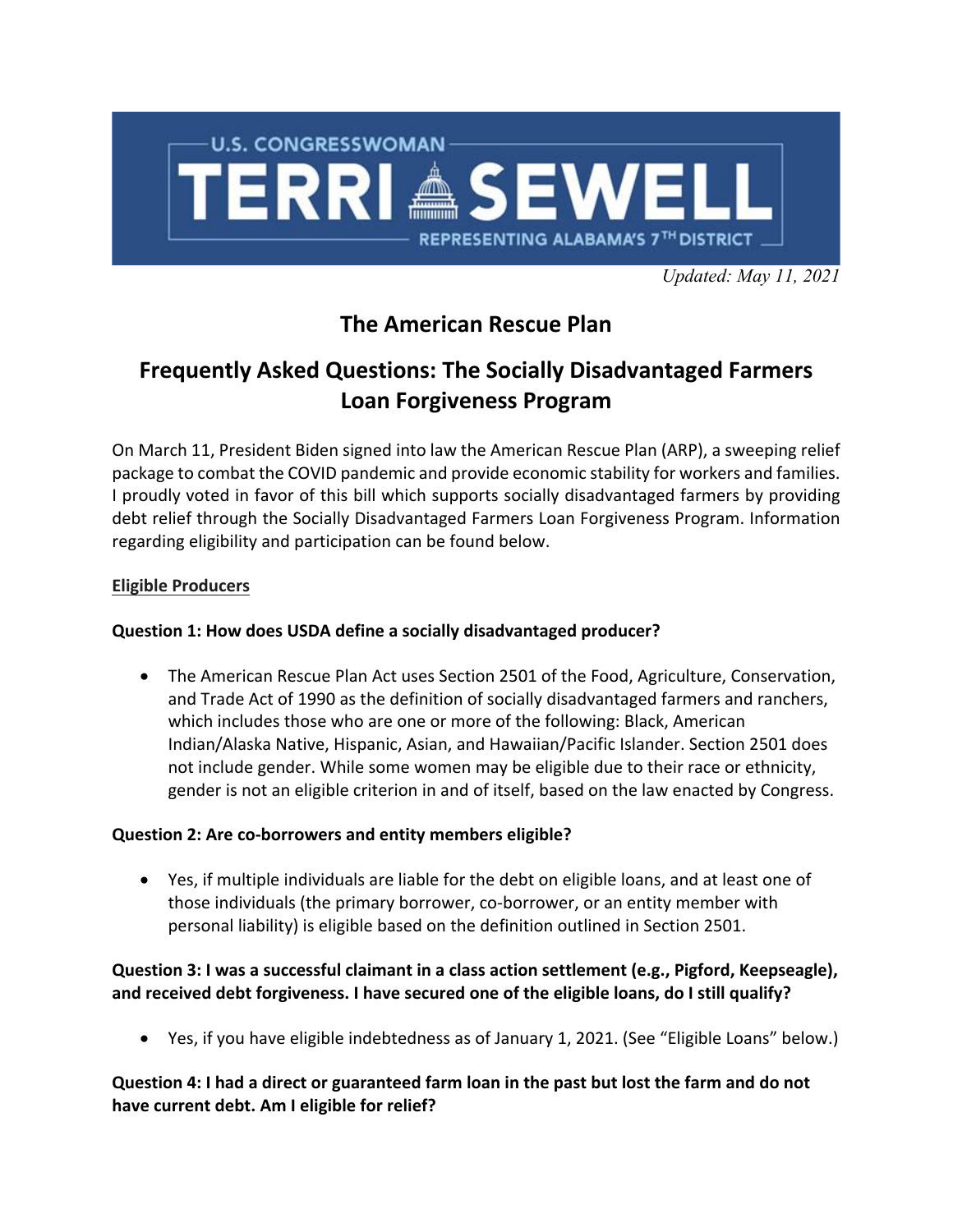U.S. CONGRESSWOMAN

# TERRI SEWELL

REPRESENTING ALABAMA'S 7TH DISTRICT

*Updated: May 11, 2021*

## The American Rescue Plan

## Frequently Asked Questions: The Socially Disadvantaged Farmers Loan Forgiveness Program

On March 11, President Biden signed into law the American Rescue Plan (ARP), a sweeping relief package to combat the COVID pandemic and provide economic stability for workers and families. I proudly voted in favor of this bill which supports socially disadvantaged farmers by providing debt relief through the Socially Disadvantaged Farmers Loan Forgiveness Program. Information regarding eligibility and participation can be found below.

### Eligible Producers

**Question 1: How does USDA define a socially disadvantaged producer?**

- The American Rescue Plan Act uses Section 2501 of the Food, Agriculture, Conservation, and Trade Act of 1990 as the definition of socially disadvantaged farmers and ranchers, which includes those who are one or more of the following: Black, American Indian/Alaska Native, Hispanic, Asian, and Hawaiian/Pacific Islander. Section 2501 does not include gender. While some women may be eligible due to their race or ethnicity, gender is not an eligible criterion in and of itself, based on the law enacted by Congress.

**Question 2: Are co-borrowers and entity members eligible?**

- Yes, if multiple individuals are liable for the debt on eligible loans, and at least one of those individuals (the primary borrower, co-borrower, or an entity member with personal liability) is eligible based on the definition outlined in Section 2501.

**Question 3: I was a successful claimant in a class action settlement (e.g., Pigford, Keepseagle), and received debt forgiveness. I have secured one of the eligible loans, do I still qualify?**

- Yes, if you have eligible indebtedness as of January 1, 2021. (See "Eligible Loans" below.)

**Question 4: I had a direct or guaranteed farm loan in the past but lost the farm and do not have current debt. Am I eligible for relief?**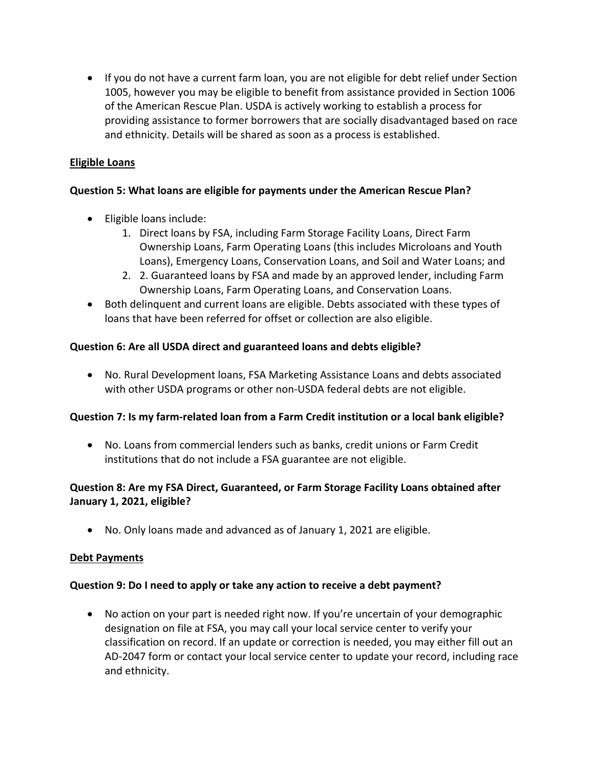- If you do not have a current farm loan, you are not eligible for debt relief under Section 1005, however you may be eligible to benefit from assistance provided in Section 1006 of the American Rescue Plan. USDA is actively working to establish a process for providing assistance to former borrowers that are socially disadvantaged based on race and ethnicity. Details will be shared as soon as a process is established.

<u>**Eligible Loans**</u>

**Question 5: What loans are eligible for payments under the American Rescue Plan?**

- Eligible loans include:
  1. Direct loans by FSA, including Farm Storage Facility Loans, Direct Farm Ownership Loans, Farm Operating Loans (this includes Microloans and Youth Loans), Emergency Loans, Conservation Loans, and Soil and Water Loans; and
  2. 2. Guaranteed loans by FSA and made by an approved lender, including Farm Ownership Loans, Farm Operating Loans, and Conservation Loans.
- Both delinquent and current loans are eligible. Debts associated with these types of loans that have been referred for offset or collection are also eligible.

**Question 6: Are all USDA direct and guaranteed loans and debts eligible?**

- No. Rural Development loans, FSA Marketing Assistance Loans and debts associated with other USDA programs or other non-USDA federal debts are not eligible.

**Question 7: Is my farm-related loan from a Farm Credit institution or a local bank eligible?**

- No. Loans from commercial lenders such as banks, credit unions or Farm Credit institutions that do not include a FSA guarantee are not eligible.

**Question 8: Are my FSA Direct, Guaranteed, or Farm Storage Facility Loans obtained after January 1, 2021, eligible?**

- No. Only loans made and advanced as of January 1, 2021 are eligible.

<u>**Debt Payments**</u>

**Question 9: Do I need to apply or take any action to receive a debt payment?**

- No action on your part is needed right now. If you're uncertain of your demographic designation on file at FSA, you may call your local service center to verify your classification on record. If an update or correction is needed, you may either fill out an AD-2047 form or contact your local service center to update your record, including race and ethnicity.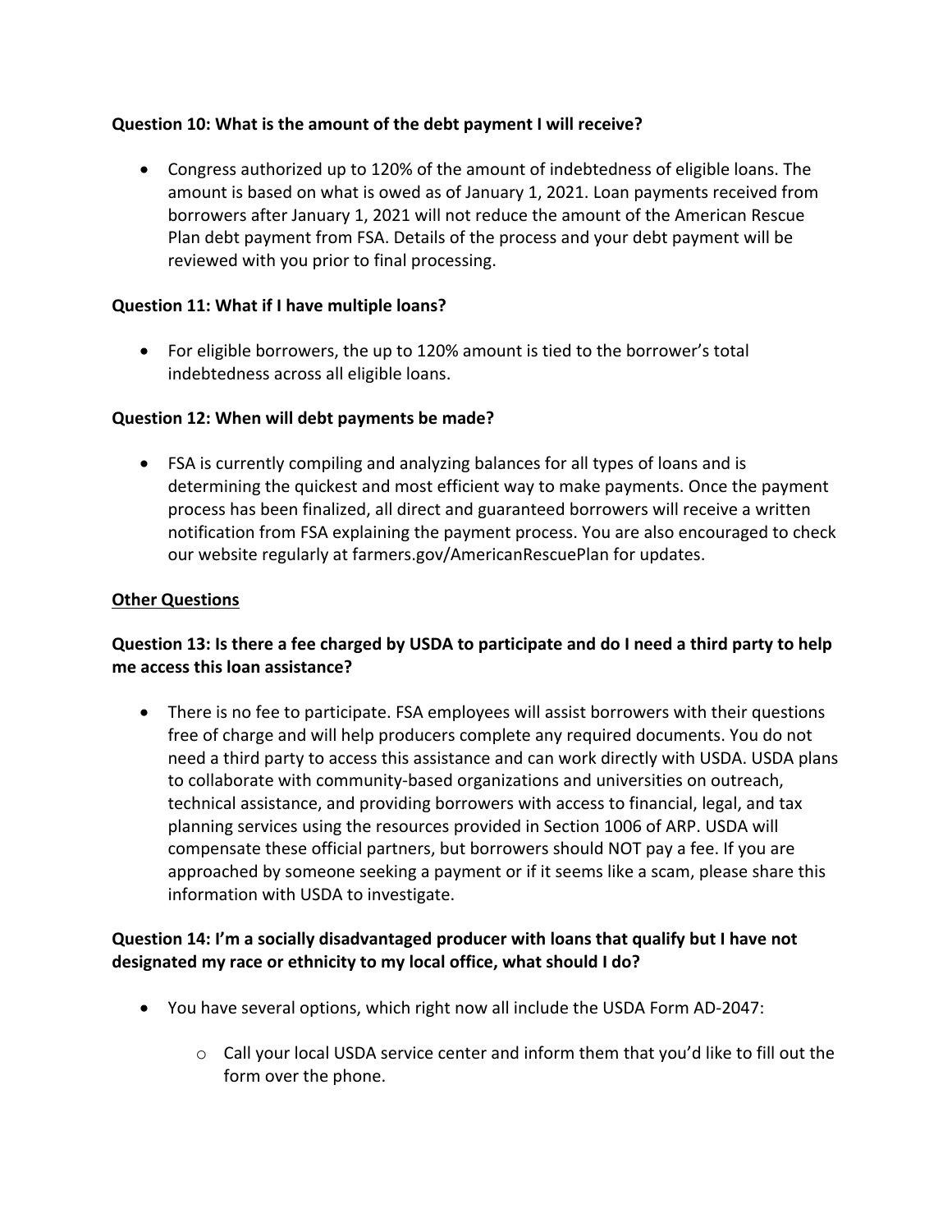**Question 10: What is the amount of the debt payment I will receive?**

- Congress authorized up to 120% of the amount of indebtedness of eligible loans. The amount is based on what is owed as of January 1, 2021. Loan payments received from borrowers after January 1, 2021 will not reduce the amount of the American Rescue Plan debt payment from FSA. Details of the process and your debt payment will be reviewed with you prior to final processing.

**Question 11: What if I have multiple loans?**

- For eligible borrowers, the up to 120% amount is tied to the borrower's total indebtedness across all eligible loans.

**Question 12: When will debt payments be made?**

- FSA is currently compiling and analyzing balances for all types of loans and is determining the quickest and most efficient way to make payments. Once the payment process has been finalized, all direct and guaranteed borrowers will receive a written notification from FSA explaining the payment process. You are also encouraged to check our website regularly at farmers.gov/AmericanRescuePlan for updates.

**<u>Other Questions</u>**

**Question 13: Is there a fee charged by USDA to participate and do I need a third party to help me access this loan assistance?**

- There is no fee to participate. FSA employees will assist borrowers with their questions free of charge and will help producers complete any required documents. You do not need a third party to access this assistance and can work directly with USDA. USDA plans to collaborate with community-based organizations and universities on outreach, technical assistance, and providing borrowers with access to financial, legal, and tax planning services using the resources provided in Section 1006 of ARP. USDA will compensate these official partners, but borrowers should NOT pay a fee. If you are approached by someone seeking a payment or if it seems like a scam, please share this information with USDA to investigate.

**Question 14: I'm a socially disadvantaged producer with loans that qualify but I have not designated my race or ethnicity to my local office, what should I do?**

- You have several options, which right now all include the USDA Form AD-2047:
  - Call your local USDA service center and inform them that you'd like to fill out the form over the phone.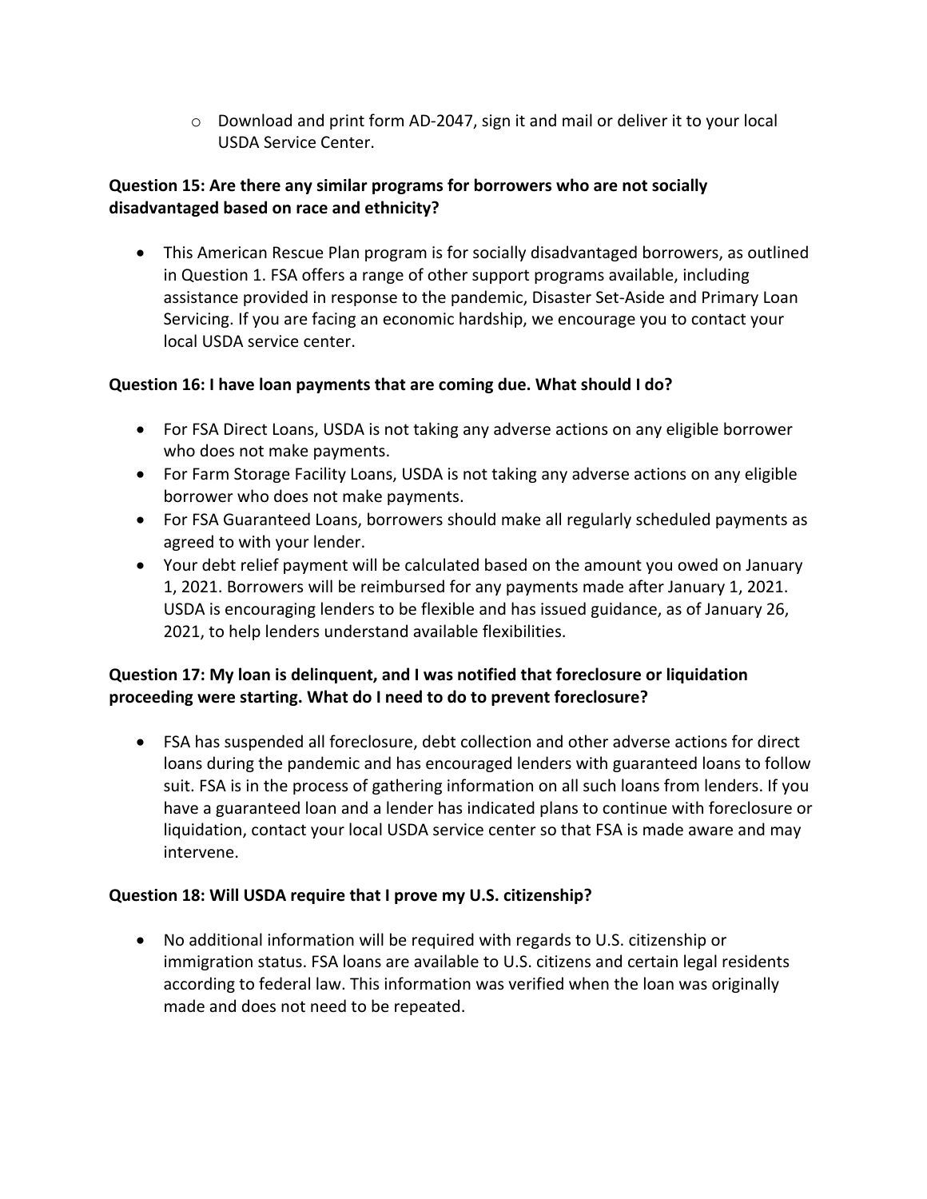- Download and print form AD-2047, sign it and mail or deliver it to your local USDA Service Center.

**Question 15: Are there any similar programs for borrowers who are not socially disadvantaged based on race and ethnicity?**

- This American Rescue Plan program is for socially disadvantaged borrowers, as outlined in Question 1. FSA offers a range of other support programs available, including assistance provided in response to the pandemic, Disaster Set-Aside and Primary Loan Servicing. If you are facing an economic hardship, we encourage you to contact your local USDA service center.

**Question 16: I have loan payments that are coming due. What should I do?**

- For FSA Direct Loans, USDA is not taking any adverse actions on any eligible borrower who does not make payments.
- For Farm Storage Facility Loans, USDA is not taking any adverse actions on any eligible borrower who does not make payments.
- For FSA Guaranteed Loans, borrowers should make all regularly scheduled payments as agreed to with your lender.
- Your debt relief payment will be calculated based on the amount you owed on January 1, 2021. Borrowers will be reimbursed for any payments made after January 1, 2021. USDA is encouraging lenders to be flexible and has issued guidance, as of January 26, 2021, to help lenders understand available flexibilities.

**Question 17: My loan is delinquent, and I was notified that foreclosure or liquidation proceeding were starting. What do I need to do to prevent foreclosure?**

- FSA has suspended all foreclosure, debt collection and other adverse actions for direct loans during the pandemic and has encouraged lenders with guaranteed loans to follow suit. FSA is in the process of gathering information on all such loans from lenders. If you have a guaranteed loan and a lender has indicated plans to continue with foreclosure or liquidation, contact your local USDA service center so that FSA is made aware and may intervene.

**Question 18: Will USDA require that I prove my U.S. citizenship?**

- No additional information will be required with regards to U.S. citizenship or immigration status. FSA loans are available to U.S. citizens and certain legal residents according to federal law. This information was verified when the loan was originally made and does not need to be repeated.